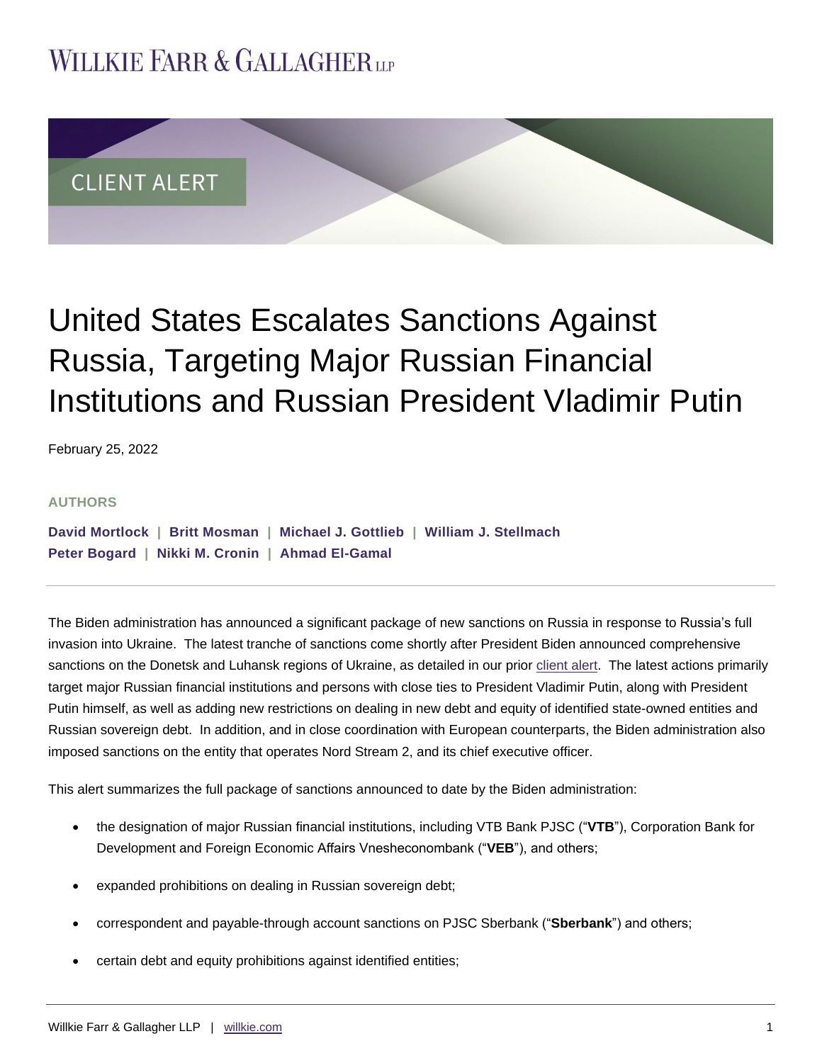WILLKIE FARR & GALLAGHER LLP

CLIENT ALERT

# United States Escalates Sanctions Against Russia, Targeting Major Russian Financial Institutions and Russian President Vladimir Putin

February 25, 2022

**AUTHORS**

**David Mortlock | Britt Mosman | Michael J. Gottlieb | William J. Stellmach**
**Peter Bogard | Nikki M. Cronin | Ahmad El-Gamal**

---

The Biden administration has announced a significant package of new sanctions on Russia in response to Russia's full invasion into Ukraine. The latest tranche of sanctions come shortly after President Biden announced comprehensive sanctions on the Donetsk and Luhansk regions of Ukraine, as detailed in our prior client alert. The latest actions primarily target major Russian financial institutions and persons with close ties to President Vladimir Putin, along with President Putin himself, as well as adding new restrictions on dealing in new debt and equity of identified state-owned entities and Russian sovereign debt. In addition, and in close coordination with European counterparts, the Biden administration also imposed sanctions on the entity that operates Nord Stream 2, and its chief executive officer.

This alert summarizes the full package of sanctions announced to date by the Biden administration:

- the designation of major Russian financial institutions, including VTB Bank PJSC ("**VTB**"), Corporation Bank for Development and Foreign Economic Affairs Vnesheconombank ("**VEB**"), and others;
- expanded prohibitions on dealing in Russian sovereign debt;
- correspondent and payable-through account sanctions on PJSC Sberbank ("**Sberbank**") and others;
- certain debt and equity prohibitions against identified entities;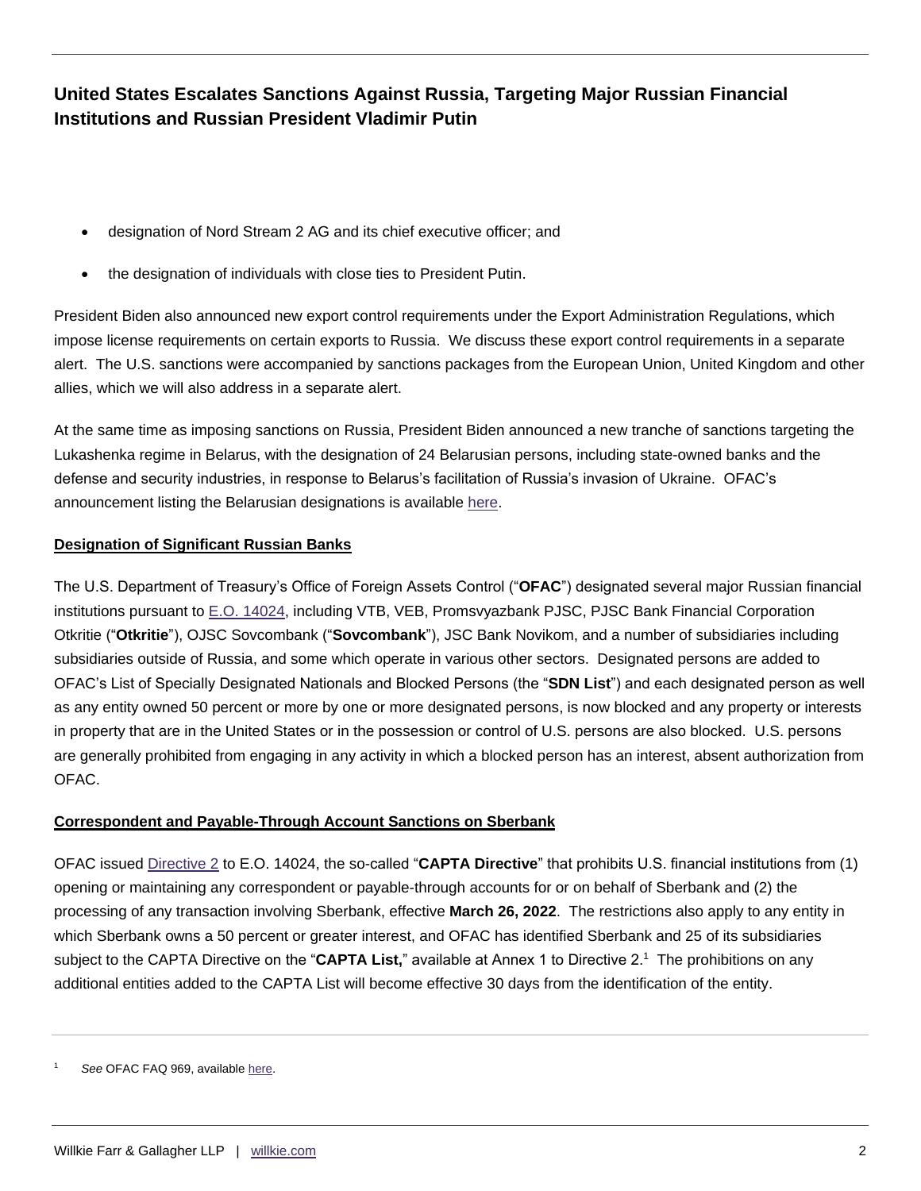- designation of Nord Stream 2 AG and its chief executive officer; and
- the designation of individuals with close ties to President Putin.

President Biden also announced new export control requirements under the Export Administration Regulations, which impose license requirements on certain exports to Russia. We discuss these export control requirements in a separate alert. The U.S. sanctions were accompanied by sanctions packages from the European Union, United Kingdom and other allies, which we will also address in a separate alert.

At the same time as imposing sanctions on Russia, President Biden announced a new tranche of sanctions targeting the Lukashenka regime in Belarus, with the designation of 24 Belarusian persons, including state-owned banks and the defense and security industries, in response to Belarus's facilitation of Russia's invasion of Ukraine. OFAC's announcement listing the Belarusian designations is available here.

**Designation of Significant Russian Banks**

The U.S. Department of Treasury's Office of Foreign Assets Control ("**OFAC**") designated several major Russian financial institutions pursuant to E.O. 14024, including VTB, VEB, Promsvyazbank PJSC, PJSC Bank Financial Corporation Otkritie ("**Otkritie**"), OJSC Sovcombank ("**Sovcombank**"), JSC Bank Novikom, and a number of subsidiaries including subsidiaries outside of Russia, and some which operate in various other sectors. Designated persons are added to OFAC's List of Specially Designated Nationals and Blocked Persons (the "**SDN List**") and each designated person as well as any entity owned 50 percent or more by one or more designated persons, is now blocked and any property or interests in property that are in the United States or in the possession or control of U.S. persons are also blocked. U.S. persons are generally prohibited from engaging in any activity in which a blocked person has an interest, absent authorization from OFAC.

**Correspondent and Payable-Through Account Sanctions on Sberbank**

OFAC issued Directive 2 to E.O. 14024, the so-called "**CAPTA Directive**" that prohibits U.S. financial institutions from (1) opening or maintaining any correspondent or payable-through accounts for or on behalf of Sberbank and (2) the processing of any transaction involving Sberbank, effective **March 26, 2022**. The restrictions also apply to any entity in which Sberbank owns a 50 percent or greater interest, and OFAC has identified Sberbank and 25 of its subsidiaries subject to the CAPTA Directive on the "**CAPTA List,**" available at Annex 1 to Directive 2.[1] The prohibitions on any additional entities added to the CAPTA List will become effective 30 days from the identification of the entity.

---

[1] *See* OFAC FAQ 969, available here.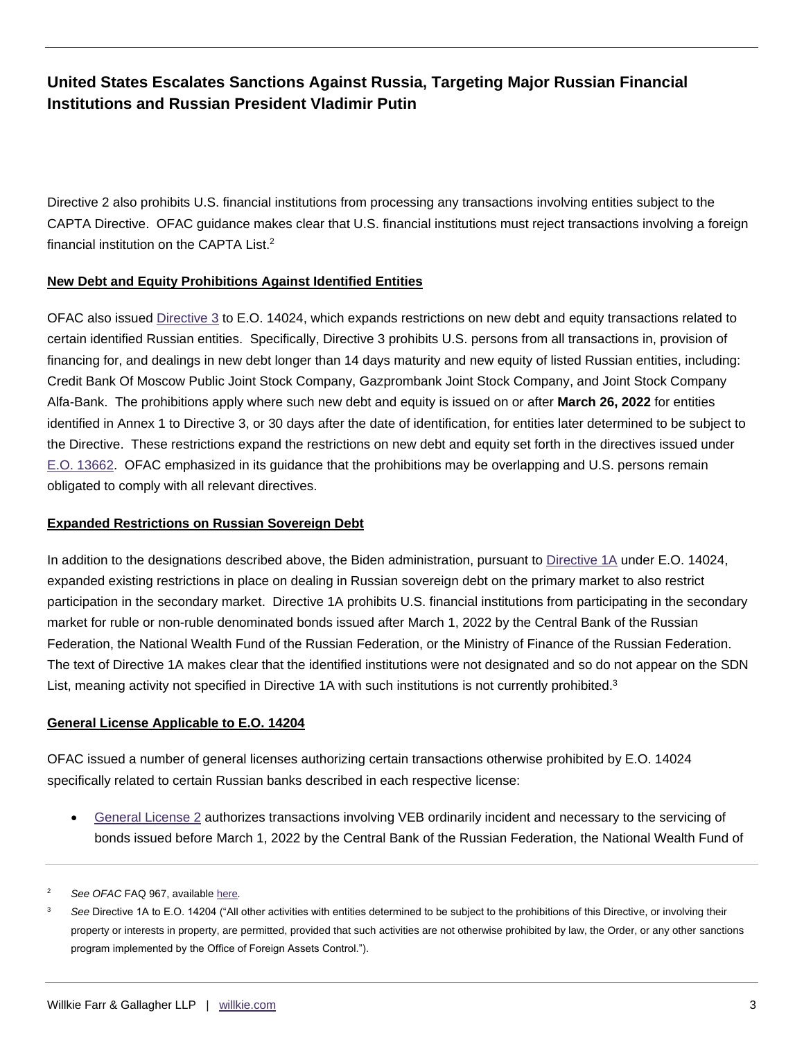Directive 2 also prohibits U.S. financial institutions from processing any transactions involving entities subject to the CAPTA Directive. OFAC guidance makes clear that U.S. financial institutions must reject transactions involving a foreign financial institution on the CAPTA List.[2]

**New Debt and Equity Prohibitions Against Identified Entities**

OFAC also issued Directive 3 to E.O. 14024, which expands restrictions on new debt and equity transactions related to certain identified Russian entities. Specifically, Directive 3 prohibits U.S. persons from all transactions in, provision of financing for, and dealings in new debt longer than 14 days maturity and new equity of listed Russian entities, including: Credit Bank Of Moscow Public Joint Stock Company, Gazprombank Joint Stock Company, and Joint Stock Company Alfa-Bank. The prohibitions apply where such new debt and equity is issued on or after **March 26, 2022** for entities identified in Annex 1 to Directive 3, or 30 days after the date of identification, for entities later determined to be subject to the Directive. These restrictions expand the restrictions on new debt and equity set forth in the directives issued under E.O. 13662. OFAC emphasized in its guidance that the prohibitions may be overlapping and U.S. persons remain obligated to comply with all relevant directives.

**Expanded Restrictions on Russian Sovereign Debt**

In addition to the designations described above, the Biden administration, pursuant to Directive 1A under E.O. 14024, expanded existing restrictions in place on dealing in Russian sovereign debt on the primary market to also restrict participation in the secondary market. Directive 1A prohibits U.S. financial institutions from participating in the secondary market for ruble or non-ruble denominated bonds issued after March 1, 2022 by the Central Bank of the Russian Federation, the National Wealth Fund of the Russian Federation, or the Ministry of Finance of the Russian Federation. The text of Directive 1A makes clear that the identified institutions were not designated and so do not appear on the SDN List, meaning activity not specified in Directive 1A with such institutions is not currently prohibited.[3]

**General License Applicable to E.O. 14204**

OFAC issued a number of general licenses authorizing certain transactions otherwise prohibited by E.O. 14024 specifically related to certain Russian banks described in each respective license:

- General License 2 authorizes transactions involving VEB ordinarily incident and necessary to the servicing of bonds issued before March 1, 2022 by the Central Bank of the Russian Federation, the National Wealth Fund of

[2] *See OFAC* FAQ 967, available here.

[3] *See* Directive 1A to E.O. 14204 ("All other activities with entities determined to be subject to the prohibitions of this Directive, or involving their property or interests in property, are permitted, provided that such activities are not otherwise prohibited by law, the Order, or any other sanctions program implemented by the Office of Foreign Assets Control.").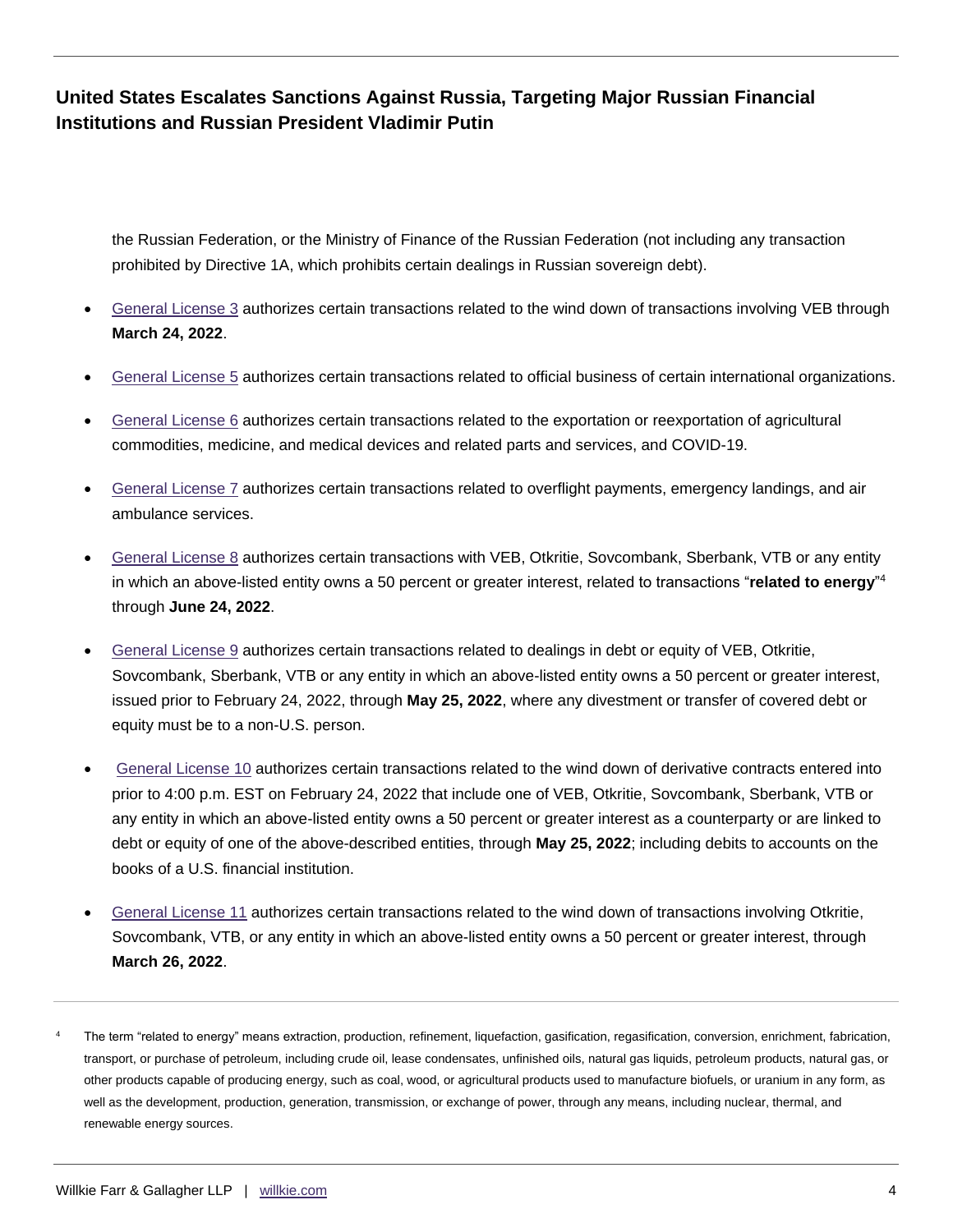the Russian Federation, or the Ministry of Finance of the Russian Federation (not including any transaction prohibited by Directive 1A, which prohibits certain dealings in Russian sovereign debt).

- General License 3 authorizes certain transactions related to the wind down of transactions involving VEB through **March 24, 2022**.

- General License 5 authorizes certain transactions related to official business of certain international organizations.

- General License 6 authorizes certain transactions related to the exportation or reexportation of agricultural commodities, medicine, and medical devices and related parts and services, and COVID-19.

- General License 7 authorizes certain transactions related to overflight payments, emergency landings, and air ambulance services.

- General License 8 authorizes certain transactions with VEB, Otkritie, Sovcombank, Sberbank, VTB or any entity in which an above-listed entity owns a 50 percent or greater interest, related to transactions "**related to energy**"[4] through **June 24, 2022**.

- General License 9 authorizes certain transactions related to dealings in debt or equity of VEB, Otkritie, Sovcombank, Sberbank, VTB or any entity in which an above-listed entity owns a 50 percent or greater interest, issued prior to February 24, 2022, through **May 25, 2022**, where any divestment or transfer of covered debt or equity must be to a non-U.S. person.

- General License 10 authorizes certain transactions related to the wind down of derivative contracts entered into prior to 4:00 p.m. EST on February 24, 2022 that include one of VEB, Otkritie, Sovcombank, Sberbank, VTB or any entity in which an above-listed entity owns a 50 percent or greater interest as a counterparty or are linked to debt or equity of one of the above-described entities, through **May 25, 2022**; including debits to accounts on the books of a U.S. financial institution.

- General License 11 authorizes certain transactions related to the wind down of transactions involving Otkritie, Sovcombank, VTB, or any entity in which an above-listed entity owns a 50 percent or greater interest, through **March 26, 2022**.

---

[4] The term "related to energy" means extraction, production, refinement, liquefaction, gasification, regasification, conversion, enrichment, fabrication, transport, or purchase of petroleum, including crude oil, lease condensates, unfinished oils, natural gas liquids, petroleum products, natural gas, or other products capable of producing energy, such as coal, wood, or agricultural products used to manufacture biofuels, or uranium in any form, as well as the development, production, generation, transmission, or exchange of power, through any means, including nuclear, thermal, and renewable energy sources.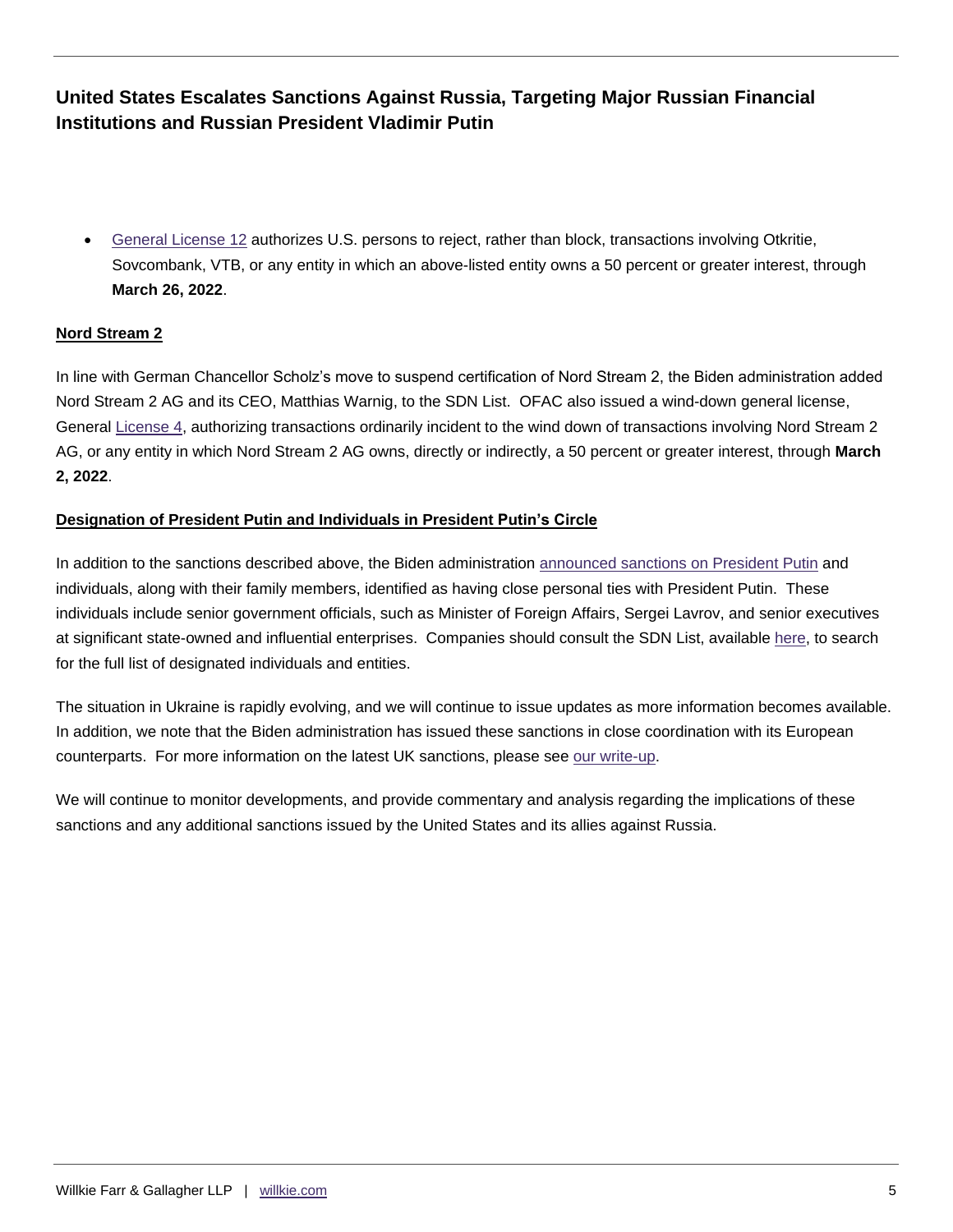- General License 12 authorizes U.S. persons to reject, rather than block, transactions involving Otkritie, Sovcombank, VTB, or any entity in which an above-listed entity owns a 50 percent or greater interest, through **March 26, 2022**.

**Nord Stream 2**

In line with German Chancellor Scholz's move to suspend certification of Nord Stream 2, the Biden administration added Nord Stream 2 AG and its CEO, Matthias Warnig, to the SDN List. OFAC also issued a wind-down general license, General License 4, authorizing transactions ordinarily incident to the wind down of transactions involving Nord Stream 2 AG, or any entity in which Nord Stream 2 AG owns, directly or indirectly, a 50 percent or greater interest, through **March 2, 2022**.

**Designation of President Putin and Individuals in President Putin's Circle**

In addition to the sanctions described above, the Biden administration announced sanctions on President Putin and individuals, along with their family members, identified as having close personal ties with President Putin. These individuals include senior government officials, such as Minister of Foreign Affairs, Sergei Lavrov, and senior executives at significant state-owned and influential enterprises. Companies should consult the SDN List, available here, to search for the full list of designated individuals and entities.

The situation in Ukraine is rapidly evolving, and we will continue to issue updates as more information becomes available. In addition, we note that the Biden administration has issued these sanctions in close coordination with its European counterparts. For more information on the latest UK sanctions, please see our write-up.

We will continue to monitor developments, and provide commentary and analysis regarding the implications of these sanctions and any additional sanctions issued by the United States and its allies against Russia.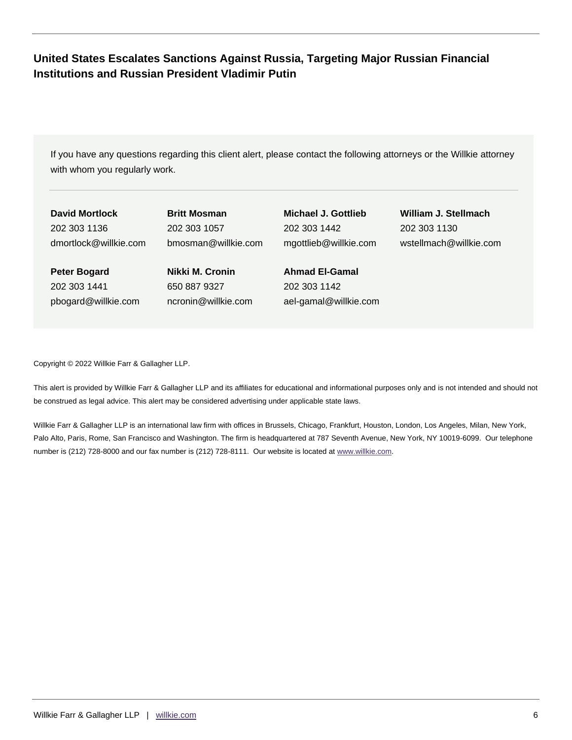If you have any questions regarding this client alert, please contact the following attorneys or the Willkie attorney with whom you regularly work.

| | | | |
|---|---|---|---|
| **David Mortlock**<br>202 303 1136<br>dmortlock@willkie.com | **Britt Mosman**<br>202 303 1057<br>bmosman@willkie.com | **Michael J. Gottlieb**<br>202 303 1442<br>mgottlieb@willkie.com | **William J. Stellmach**<br>202 303 1130<br>wstellmach@willkie.com |
| **Peter Bogard**<br>202 303 1441<br>pbogard@willkie.com | **Nikki M. Cronin**<br>650 887 9327<br>ncronin@willkie.com | **Ahmad El-Gamal**<br>202 303 1142<br>ael-gamal@willkie.com | |

Copyright © 2022 Willkie Farr & Gallagher LLP.

This alert is provided by Willkie Farr & Gallagher LLP and its affiliates for educational and informational purposes only and is not intended and should not be construed as legal advice. This alert may be considered advertising under applicable state laws.

Willkie Farr & Gallagher LLP is an international law firm with offices in Brussels, Chicago, Frankfurt, Houston, London, Los Angeles, Milan, New York, Palo Alto, Paris, Rome, San Francisco and Washington. The firm is headquartered at 787 Seventh Avenue, New York, NY 10019-6099. Our telephone number is (212) 728-8000 and our fax number is (212) 728-8111. Our website is located at www.willkie.com.